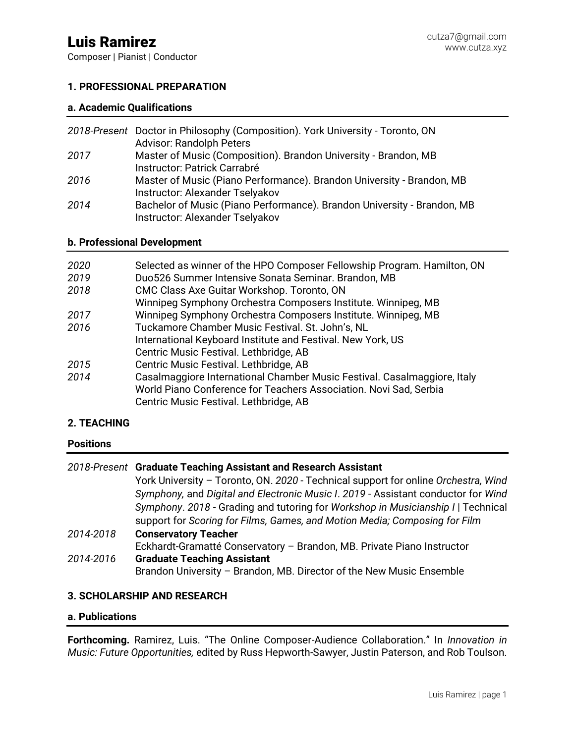# Luis Ramirez

Composer | Pianist | Conductor

cutza7@gmail.com
www.cutza.xyz

## 1. PROFESSIONAL PREPARATION

### a. Academic Qualifications

| | |
|---|---|
| *2018-Present* | Doctor in Philosophy (Composition). York University - Toronto, ON<br>Advisor: Randolph Peters |
| *2017* | Master of Music (Composition). Brandon University - Brandon, MB<br>Instructor: Patrick Carrabré |
| *2016* | Master of Music (Piano Performance). Brandon University - Brandon, MB<br>Instructor: Alexander Tselyakov |
| *2014* | Bachelor of Music (Piano Performance). Brandon University - Brandon, MB<br>Instructor: Alexander Tselyakov |

### b. Professional Development

| | |
|---|---|
| *2020* | Selected as winner of the HPO Composer Fellowship Program. Hamilton, ON |
| *2019* | Duo526 Summer Intensive Sonata Seminar. Brandon, MB |
| *2018* | CMC Class Axe Guitar Workshop. Toronto, ON<br>Winnipeg Symphony Orchestra Composers Institute. Winnipeg, MB |
| *2017* | Winnipeg Symphony Orchestra Composers Institute. Winnipeg, MB |
| *2016* | Tuckamore Chamber Music Festival. St. John's, NL<br>International Keyboard Institute and Festival. New York, US<br>Centric Music Festival. Lethbridge, AB |
| *2015* | Centric Music Festival. Lethbridge, AB |
| *2014* | Casalmaggiore International Chamber Music Festival. Casalmaggiore, Italy<br>World Piano Conference for Teachers Association. Novi Sad, Serbia<br>Centric Music Festival. Lethbridge, AB |

## 2. TEACHING

### Positions

| | |
|---|---|
| *2018-Present* | **Graduate Teaching Assistant and Research Assistant**<br>York University – Toronto, ON. *2020* - Technical support for online *Orchestra, Wind Symphony,* and *Digital and Electronic Music I*. *2019* - Assistant conductor for *Wind Symphony*. *2018* - Grading and tutoring for *Workshop in Musicianship I* \| Technical support for *Scoring for Films, Games, and Motion Media; Composing for Film* |
| *2014-2018* | **Conservatory Teacher**<br>Eckhardt-Gramatté Conservatory – Brandon, MB. Private Piano Instructor |
| *2014-2016* | **Graduate Teaching Assistant**<br>Brandon University – Brandon, MB. Director of the New Music Ensemble |

## 3. SCHOLARSHIP AND RESEARCH

### a. Publications

**Forthcoming.** Ramirez, Luis. "The Online Composer-Audience Collaboration." In *Innovation in Music: Future Opportunities,* edited by Russ Hepworth-Sawyer, Justin Paterson, and Rob Toulson.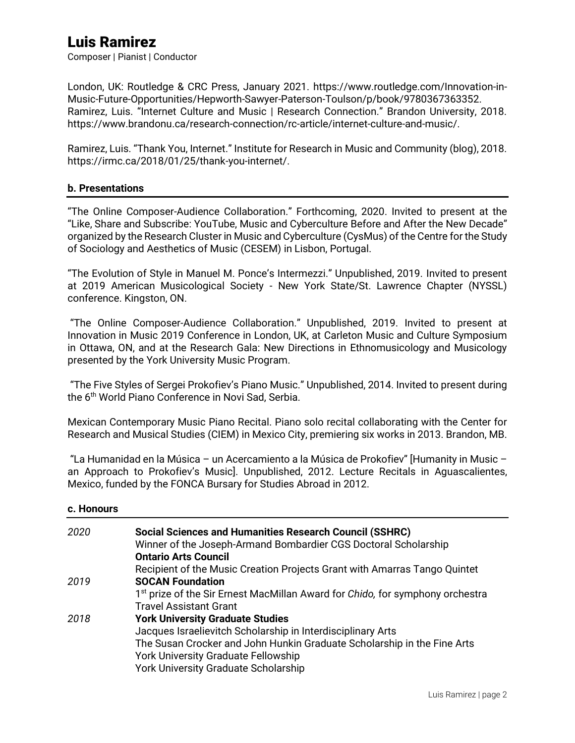London, UK: Routledge & CRC Press, January 2021. https://www.routledge.com/Innovation-in-Music-Future-Opportunities/Hepworth-Sawyer-Paterson-Toulson/p/book/9780367363352.
Ramirez, Luis. "Internet Culture and Music | Research Connection." Brandon University, 2018. https://www.brandonu.ca/research-connection/rc-article/internet-culture-and-music/.

Ramirez, Luis. "Thank You, Internet." Institute for Research in Music and Community (blog), 2018. https://irmc.ca/2018/01/25/thank-you-internet/.

### b. Presentations

"The Online Composer-Audience Collaboration." Forthcoming, 2020. Invited to present at the "Like, Share and Subscribe: YouTube, Music and Cyberculture Before and After the New Decade" organized by the Research Cluster in Music and Cyberculture (CysMus) of the Centre for the Study of Sociology and Aesthetics of Music (CESEM) in Lisbon, Portugal.

"The Evolution of Style in Manuel M. Ponce's Intermezzi." Unpublished, 2019. Invited to present at 2019 American Musicological Society - New York State/St. Lawrence Chapter (NYSSL) conference. Kingston, ON.

"The Online Composer-Audience Collaboration." Unpublished, 2019. Invited to present at Innovation in Music 2019 Conference in London, UK, at Carleton Music and Culture Symposium in Ottawa, ON, and at the Research Gala: New Directions in Ethnomusicology and Musicology presented by the York University Music Program.

"The Five Styles of Sergei Prokofiev's Piano Music." Unpublished, 2014. Invited to present during the 6th World Piano Conference in Novi Sad, Serbia.

Mexican Contemporary Music Piano Recital. Piano solo recital collaborating with the Center for Research and Musical Studies (CIEM) in Mexico City, premiering six works in 2013. Brandon, MB.

"La Humanidad en la Música – un Acercamiento a la Música de Prokofiev" [Humanity in Music – an Approach to Prokofiev's Music]. Unpublished, 2012. Lecture Recitals in Aguascalientes, Mexico, funded by the FONCA Bursary for Studies Abroad in 2012.

### c. Honours

| | |
|---|---|
| *2020* | **Social Sciences and Humanities Research Council (SSHRC)**<br>Winner of the Joseph-Armand Bombardier CGS Doctoral Scholarship<br>**Ontario Arts Council**<br>Recipient of the Music Creation Projects Grant with Amarras Tango Quintet |
| *2019* | **SOCAN Foundation**<br>1st prize of the Sir Ernest MacMillan Award for *Chido,* for symphony orchestra<br>Travel Assistant Grant |
| *2018* | **York University Graduate Studies**<br>Jacques Israelievitch Scholarship in Interdisciplinary Arts<br>The Susan Crocker and John Hunkin Graduate Scholarship in the Fine Arts<br>York University Graduate Fellowship<br>York University Graduate Scholarship |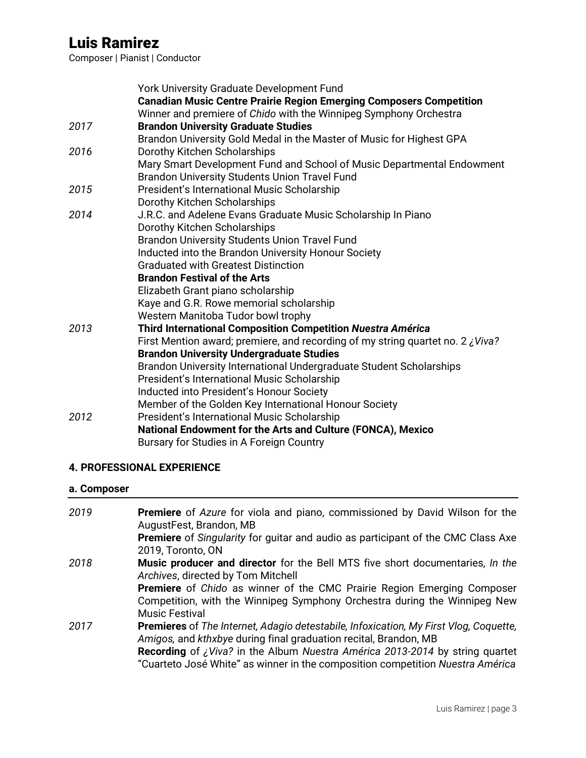# Luis Ramirez

Composer | Pianist | Conductor

| | |
|---|---|
| | York University Graduate Development Fund |
| | **Canadian Music Centre Prairie Region Emerging Composers Competition** |
| | Winner and premiere of *Chido* with the Winnipeg Symphony Orchestra |
| *2017* | **Brandon University Graduate Studies** |
| | Brandon University Gold Medal in the Master of Music for Highest GPA |
| *2016* | Dorothy Kitchen Scholarships |
| | Mary Smart Development Fund and School of Music Departmental Endowment |
| | Brandon University Students Union Travel Fund |
| *2015* | President's International Music Scholarship |
| | Dorothy Kitchen Scholarships |
| *2014* | J.R.C. and Adelene Evans Graduate Music Scholarship In Piano |
| | Dorothy Kitchen Scholarships |
| | Brandon University Students Union Travel Fund |
| | Inducted into the Brandon University Honour Society |
| | Graduated with Greatest Distinction |
| | **Brandon Festival of the Arts** |
| | Elizabeth Grant piano scholarship |
| | Kaye and G.R. Rowe memorial scholarship |
| | Western Manitoba Tudor bowl trophy |
| *2013* | **Third International Composition Competition *Nuestra América*** |
| | First Mention award; premiere, and recording of my string quartet no. 2 *¿Viva?* |
| | **Brandon University Undergraduate Studies** |
| | Brandon University International Undergraduate Student Scholarships |
| | President's International Music Scholarship |
| | Inducted into President's Honour Society |
| | Member of the Golden Key International Honour Society |
| *2012* | President's International Music Scholarship |
| | **National Endowment for the Arts and Culture (FONCA), Mexico** |
| | Bursary for Studies in A Foreign Country |

## 4. PROFESSIONAL EXPERIENCE

### a. Composer

| | |
|---|---|
| *2019* | **Premiere** of *Azure* for viola and piano, commissioned by David Wilson for the AugustFest, Brandon, MB |
| | **Premiere** of *Singularity* for guitar and audio as participant of the CMC Class Axe 2019, Toronto, ON |
| *2018* | **Music producer and director** for the Bell MTS five short documentaries, *In the Archives*, directed by Tom Mitchell |
| | **Premiere** of *Chido* as winner of the CMC Prairie Region Emerging Composer Competition, with the Winnipeg Symphony Orchestra during the Winnipeg New Music Festival |
| *2017* | **Premieres** of *The Internet, Adagio detestabile, Infoxication, My First Vlog, Coquette, Amigos,* and *kthxbye* during final graduation recital, Brandon, MB |
| | **Recording** of *¿Viva?* in the Album *Nuestra América 2013-2014* by string quartet "Cuarteto José White" as winner in the composition competition *Nuestra América* |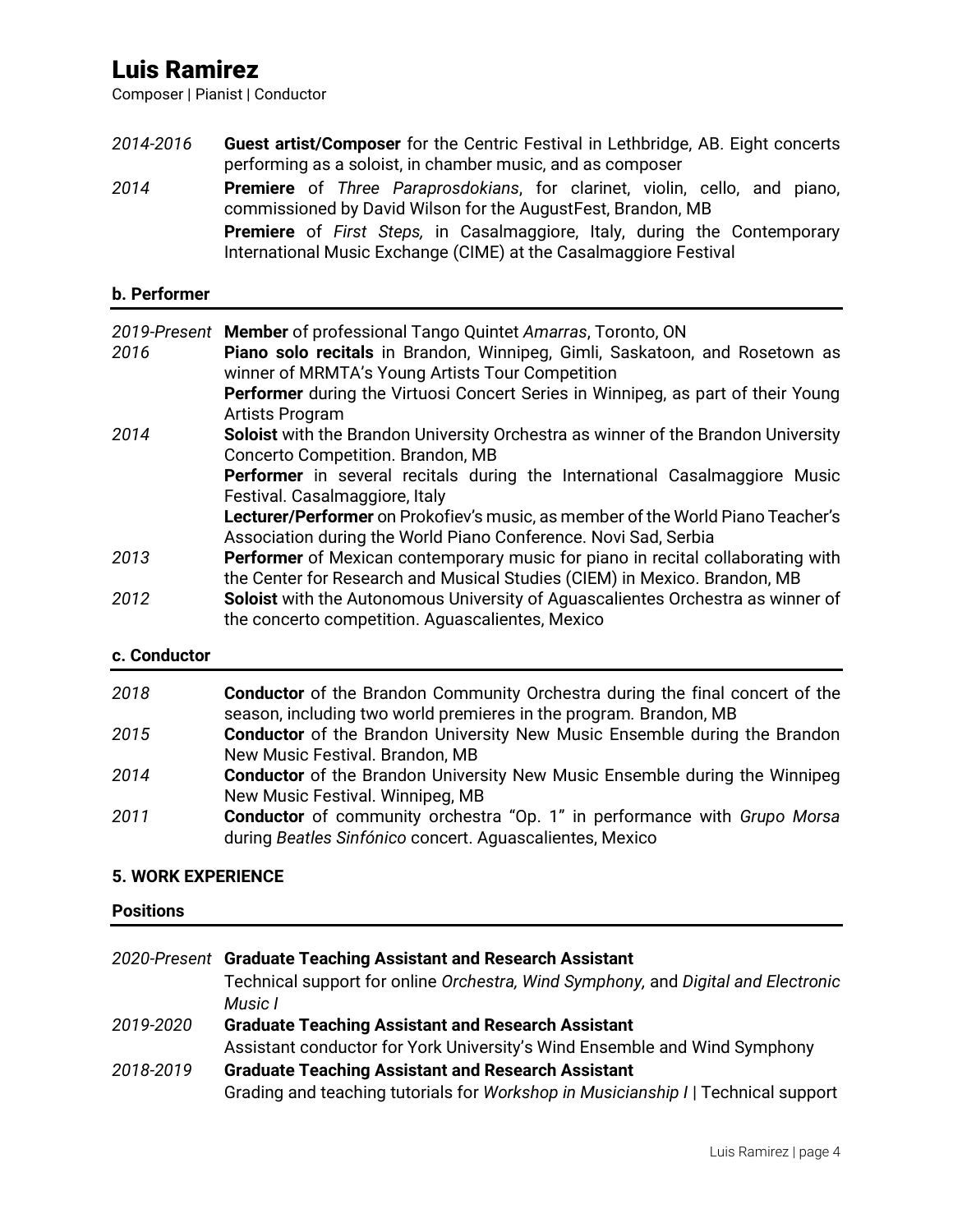# Luis Ramirez

Composer | Pianist | Conductor

*2014-2016* **Guest artist/Composer** for the Centric Festival in Lethbridge, AB. Eight concerts performing as a soloist, in chamber music, and as composer

*2014* **Premiere** of *Three Paraprosdokians*, for clarinet, violin, cello, and piano, commissioned by David Wilson for the AugustFest, Brandon, MB

**Premiere** of *First Steps,* in Casalmaggiore, Italy, during the Contemporary International Music Exchange (CIME) at the Casalmaggiore Festival

### b. Performer

*2019-Present* **Member** of professional Tango Quintet *Amarras*, Toronto, ON

*2016* **Piano solo recitals** in Brandon, Winnipeg, Gimli, Saskatoon, and Rosetown as winner of MRMTA's Young Artists Tour Competition

**Performer** during the Virtuosi Concert Series in Winnipeg, as part of their Young Artists Program

*2014* **Soloist** with the Brandon University Orchestra as winner of the Brandon University Concerto Competition. Brandon, MB

**Performer** in several recitals during the International Casalmaggiore Music Festival. Casalmaggiore, Italy

**Lecturer/Performer** on Prokofiev's music, as member of the World Piano Teacher's Association during the World Piano Conference. Novi Sad, Serbia

*2013* **Performer** of Mexican contemporary music for piano in recital collaborating with the Center for Research and Musical Studies (CIEM) in Mexico. Brandon, MB

*2012* **Soloist** with the Autonomous University of Aguascalientes Orchestra as winner of the concerto competition. Aguascalientes, Mexico

### c. Conductor

*2018* **Conductor** of the Brandon Community Orchestra during the final concert of the season, including two world premieres in the program. Brandon, MB

*2015* **Conductor** of the Brandon University New Music Ensemble during the Brandon New Music Festival. Brandon, MB

*2014* **Conductor** of the Brandon University New Music Ensemble during the Winnipeg New Music Festival. Winnipeg, MB

*2011* **Conductor** of community orchestra "Op. 1" in performance with *Grupo Morsa* during *Beatles Sinfónico* concert. Aguascalientes, Mexico

## 5. WORK EXPERIENCE

### Positions

*2020-Present* **Graduate Teaching Assistant and Research Assistant**
Technical support for online *Orchestra, Wind Symphony,* and *Digital and Electronic Music I*

*2019-2020* **Graduate Teaching Assistant and Research Assistant**
Assistant conductor for York University's Wind Ensemble and Wind Symphony

*2018-2019* **Graduate Teaching Assistant and Research Assistant**
Grading and teaching tutorials for *Workshop in Musicianship I* | Technical support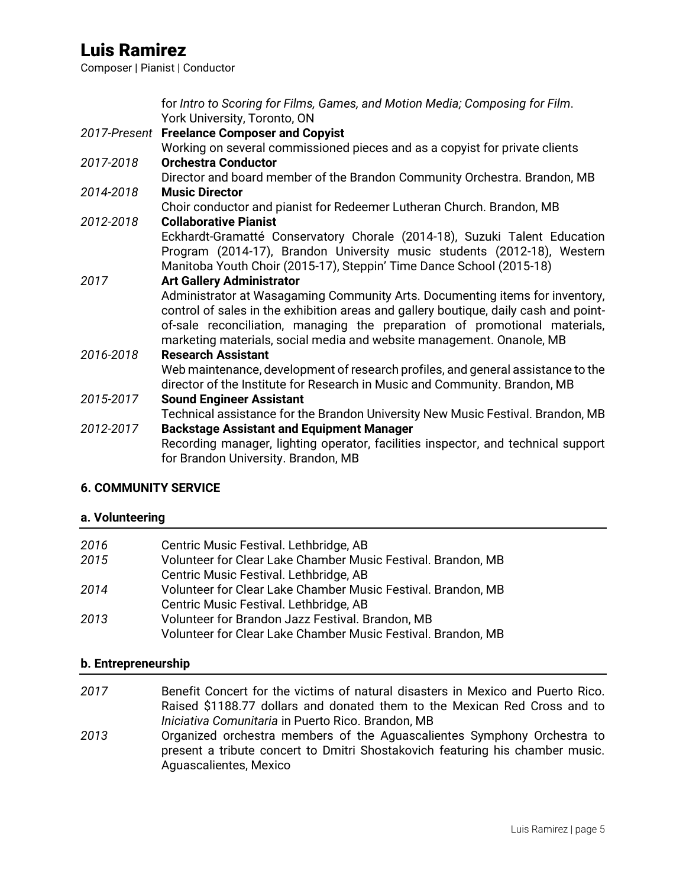for *Intro to Scoring for Films, Games, and Motion Media; Composing for Film*. York University, Toronto, ON

*2017-Present* **Freelance Composer and Copyist**
Working on several commissioned pieces and as a copyist for private clients

*2017-2018* **Orchestra Conductor**
Director and board member of the Brandon Community Orchestra. Brandon, MB

*2014-2018* **Music Director**
Choir conductor and pianist for Redeemer Lutheran Church. Brandon, MB

*2012-2018* **Collaborative Pianist**
Eckhardt-Gramatté Conservatory Chorale (2014-18), Suzuki Talent Education Program (2014-17), Brandon University music students (2012-18), Western Manitoba Youth Choir (2015-17), Steppin' Time Dance School (2015-18)

*2017* **Art Gallery Administrator**
Administrator at Wasagaming Community Arts. Documenting items for inventory, control of sales in the exhibition areas and gallery boutique, daily cash and point-of-sale reconciliation, managing the preparation of promotional materials, marketing materials, social media and website management. Onanole, MB

*2016-2018* **Research Assistant**
Web maintenance, development of research profiles, and general assistance to the director of the Institute for Research in Music and Community. Brandon, MB

*2015-2017* **Sound Engineer Assistant**
Technical assistance for the Brandon University New Music Festival. Brandon, MB

*2012-2017* **Backstage Assistant and Equipment Manager**
Recording manager, lighting operator, facilities inspector, and technical support for Brandon University. Brandon, MB

## 6. COMMUNITY SERVICE

### a. Volunteering

*2016* Centric Music Festival. Lethbridge, AB

*2015* Volunteer for Clear Lake Chamber Music Festival. Brandon, MB
Centric Music Festival. Lethbridge, AB

*2014* Volunteer for Clear Lake Chamber Music Festival. Brandon, MB
Centric Music Festival. Lethbridge, AB

*2013* Volunteer for Brandon Jazz Festival. Brandon, MB
Volunteer for Clear Lake Chamber Music Festival. Brandon, MB

### b. Entrepreneurship

*2017* Benefit Concert for the victims of natural disasters in Mexico and Puerto Rico. Raised $1188.77 dollars and donated them to the Mexican Red Cross and to *Iniciativa Comunitaria* in Puerto Rico. Brandon, MB

*2013* Organized orchestra members of the Aguascalientes Symphony Orchestra to present a tribute concert to Dmitri Shostakovich featuring his chamber music. Aguascalientes, Mexico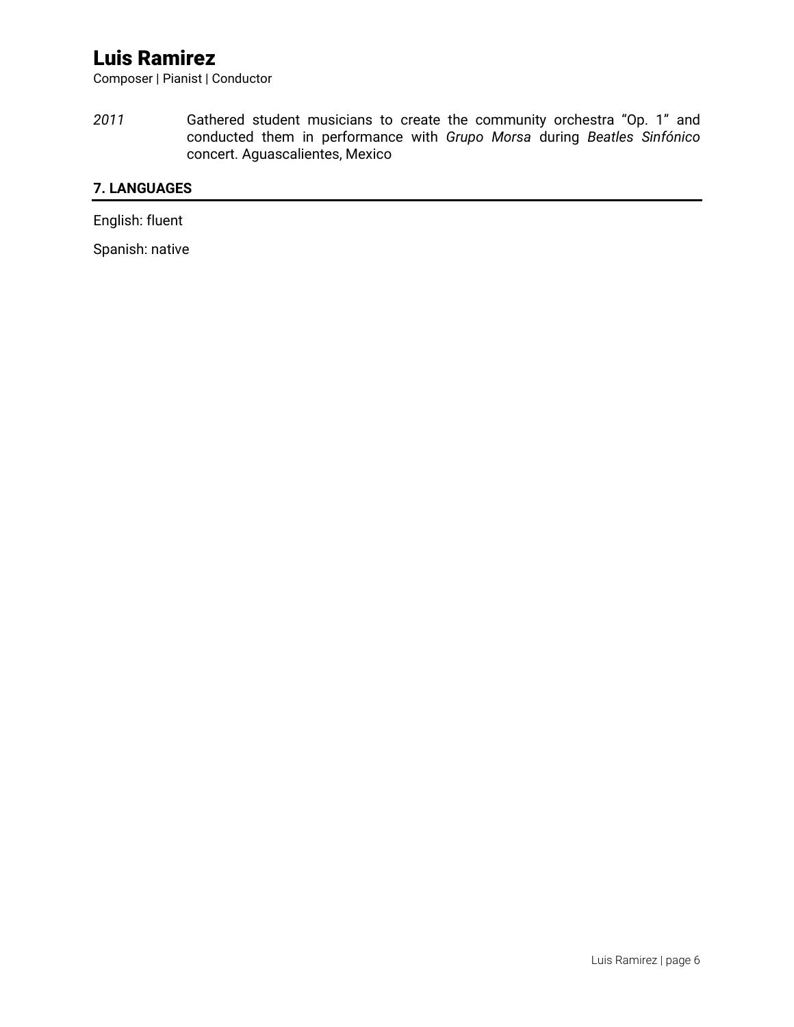*2011* Gathered student musicians to create the community orchestra “Op. 1” and conducted them in performance with *Grupo Morsa* during *Beatles Sinfónico* concert. Aguascalientes, Mexico

## 7. LANGUAGES

English: fluent

Spanish: native